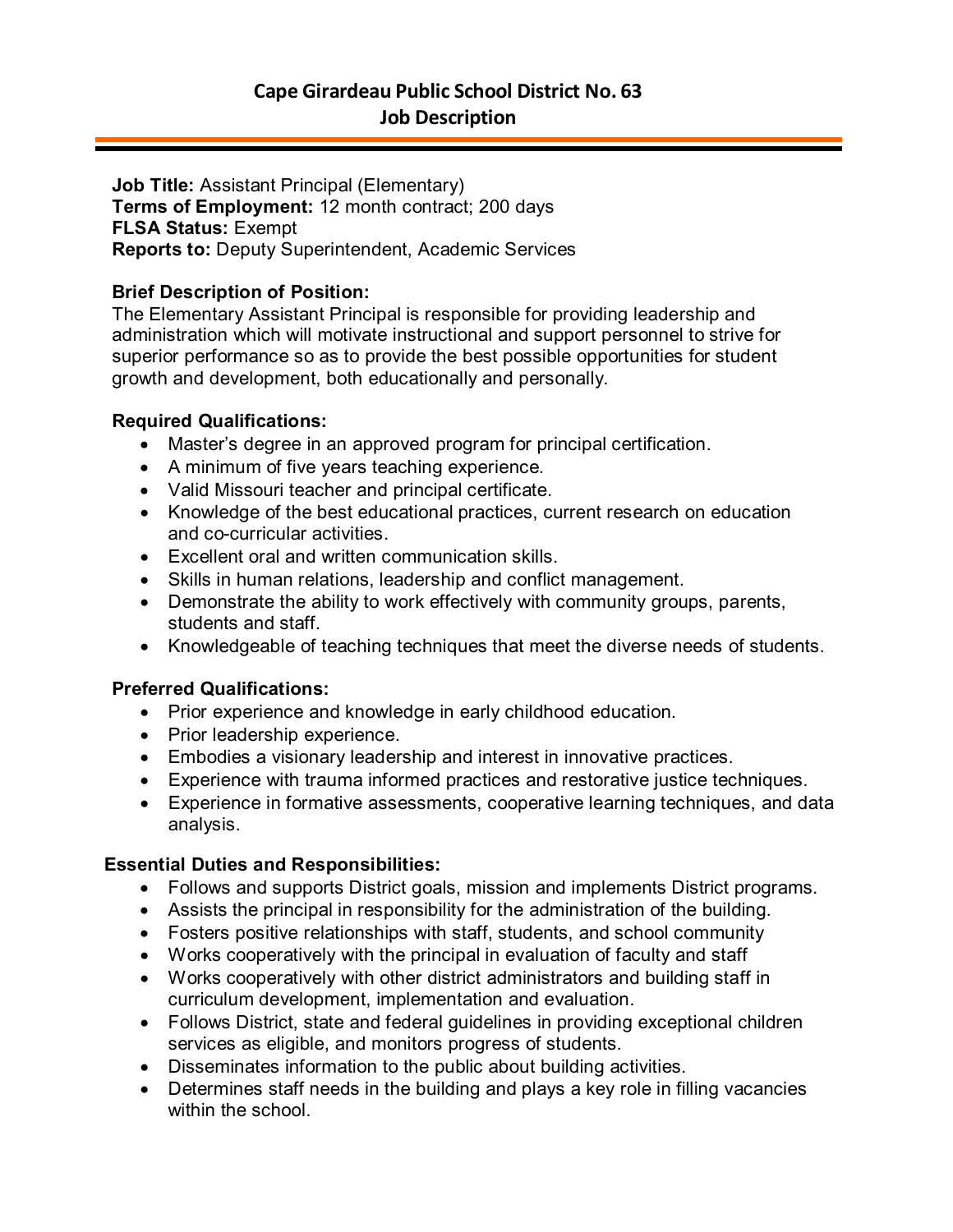# Cape Girardeau Public School District No. 63
## Job Description

**Job Title:** Assistant Principal (Elementary)
**Terms of Employment:** 12 month contract; 200 days
**FLSA Status:** Exempt
**Reports to:** Deputy Superintendent, Academic Services

**Brief Description of Position:**
The Elementary Assistant Principal is responsible for providing leadership and administration which will motivate instructional and support personnel to strive for superior performance so as to provide the best possible opportunities for student growth and development, both educationally and personally.

**Required Qualifications:**

- Master's degree in an approved program for principal certification.
- A minimum of five years teaching experience.
- Valid Missouri teacher and principal certificate.
- Knowledge of the best educational practices, current research on education and co-curricular activities.
- Excellent oral and written communication skills.
- Skills in human relations, leadership and conflict management.
- Demonstrate the ability to work effectively with community groups, parents, students and staff.
- Knowledgeable of teaching techniques that meet the diverse needs of students.

**Preferred Qualifications:**

- Prior experience and knowledge in early childhood education.
- Prior leadership experience.
- Embodies a visionary leadership and interest in innovative practices.
- Experience with trauma informed practices and restorative justice techniques.
- Experience in formative assessments, cooperative learning techniques, and data analysis.

**Essential Duties and Responsibilities:**

- Follows and supports District goals, mission and implements District programs.
- Assists the principal in responsibility for the administration of the building.
- Fosters positive relationships with staff, students, and school community
- Works cooperatively with the principal in evaluation of faculty and staff
- Works cooperatively with other district administrators and building staff in curriculum development, implementation and evaluation.
- Follows District, state and federal guidelines in providing exceptional children services as eligible, and monitors progress of students.
- Disseminates information to the public about building activities.
- Determines staff needs in the building and plays a key role in filling vacancies within the school.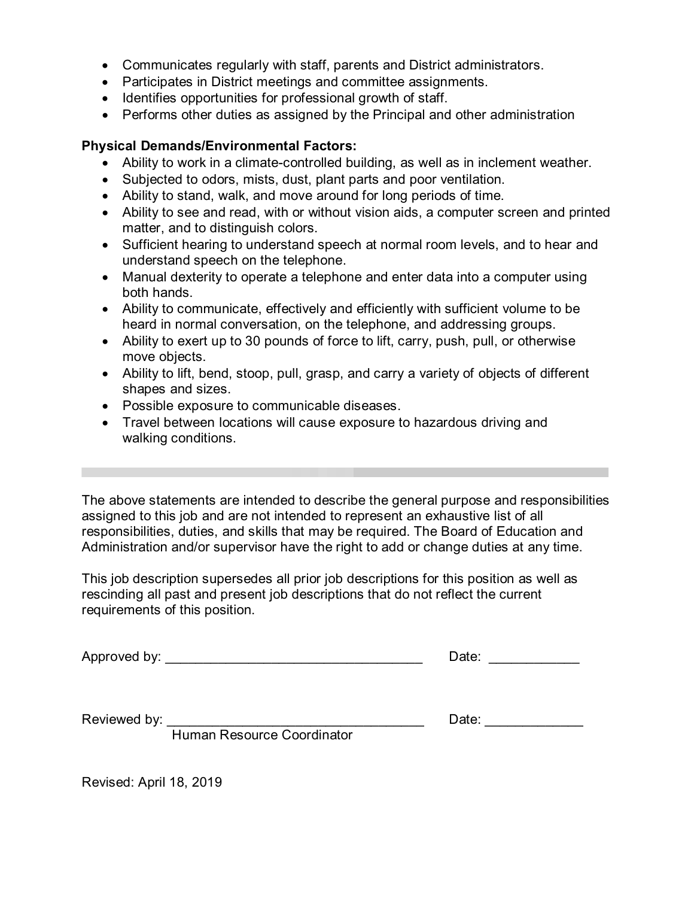- Communicates regularly with staff, parents and District administrators.
- Participates in District meetings and committee assignments.
- Identifies opportunities for professional growth of staff.
- Performs other duties as assigned by the Principal and other administration

**Physical Demands/Environmental Factors:**

- Ability to work in a climate-controlled building, as well as in inclement weather.
- Subjected to odors, mists, dust, plant parts and poor ventilation.
- Ability to stand, walk, and move around for long periods of time.
- Ability to see and read, with or without vision aids, a computer screen and printed matter, and to distinguish colors.
- Sufficient hearing to understand speech at normal room levels, and to hear and understand speech on the telephone.
- Manual dexterity to operate a telephone and enter data into a computer using both hands.
- Ability to communicate, effectively and efficiently with sufficient volume to be heard in normal conversation, on the telephone, and addressing groups.
- Ability to exert up to 30 pounds of force to lift, carry, push, pull, or otherwise move objects.
- Ability to lift, bend, stoop, pull, grasp, and carry a variety of objects of different shapes and sizes.
- Possible exposure to communicable diseases.
- Travel between locations will cause exposure to hazardous driving and walking conditions.

---

The above statements are intended to describe the general purpose and responsibilities assigned to this job and are not intended to represent an exhaustive list of all responsibilities, duties, and skills that may be required. The Board of Education and Administration and/or supervisor have the right to add or change duties at any time.

This job description supersedes all prior job descriptions for this position as well as rescinding all past and present job descriptions that do not reflect the current requirements of this position.

Approved by: ___________________________________ Date: ____________

Reviewed by: ___________________________________ Date: _____________
Human Resource Coordinator

Revised: April 18, 2019